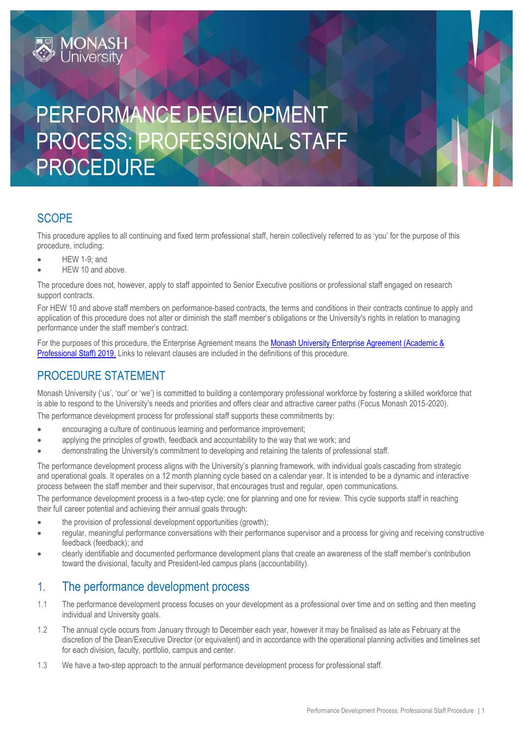# PERFORMANCE DEVELOPMENT PROCESS: PROFESSIONAL STAFF PROCEDURE

## SCOPE

This procedure applies to all continuing and fixed term professional staff, herein collectively referred to as 'you' for the purpose of this procedure, including:

- HEW 1-9; and
- HEW 10 and above.

The procedure does not, however, apply to staff appointed to Senior Executive positions or professional staff engaged on research support contracts.

For HEW 10 and above staff members on performance-based contracts, the terms and conditions in their contracts continue to apply and application of this procedure does not alter or diminish the staff member's obligations or the University's rights in relation to managing performance under the staff member's contract.

For the purposes of this procedure, the Enterprise Agreement means the [Monash University Enterprise Agreement (Academic & Professional Staff) 2019.](#) Links to relevant clauses are included in the definitions of this procedure.

## PROCEDURE STATEMENT

Monash University ('us', 'our' or 'we') is committed to building a contemporary professional workforce by fostering a skilled workforce that is able to respond to the University's needs and priorities and offers clear and attractive career paths (Focus Monash 2015-2020).

The performance development process for professional staff supports these commitments by:

- encouraging a culture of continuous learning and performance improvement;
- applying the principles of growth, feedback and accountability to the way that we work; and
- demonstrating the University's commitment to developing and retaining the talents of professional staff.

The performance development process aligns with the University's planning framework, with individual goals cascading from strategic and operational goals. It operates on a 12 month planning cycle based on a calendar year. It is intended to be a dynamic and interactive process between the staff member and their supervisor, that encourages trust and regular, open communications.

The performance development process is a two-step cycle; one for planning and one for review. This cycle supports staff in reaching their full career potential and achieving their annual goals through:

- the provision of professional development opportunities (growth);
- regular, meaningful performance conversations with their performance supervisor and a process for giving and receiving constructive feedback (feedback); and
- clearly identifiable and documented performance development plans that create an awareness of the staff member's contribution toward the divisional, faculty and President-led campus plans (accountability).

## 1. The performance development process

1.1 The performance development process focuses on your development as a professional over time and on setting and then meeting individual and University goals.

1.2 The annual cycle occurs from January through to December each year, however it may be finalised as late as February at the discretion of the Dean/Executive Director (or equivalent) and in accordance with the operational planning activities and timelines set for each division, faculty, portfolio, campus and center.

1.3 We have a two-step approach to the annual performance development process for professional staff.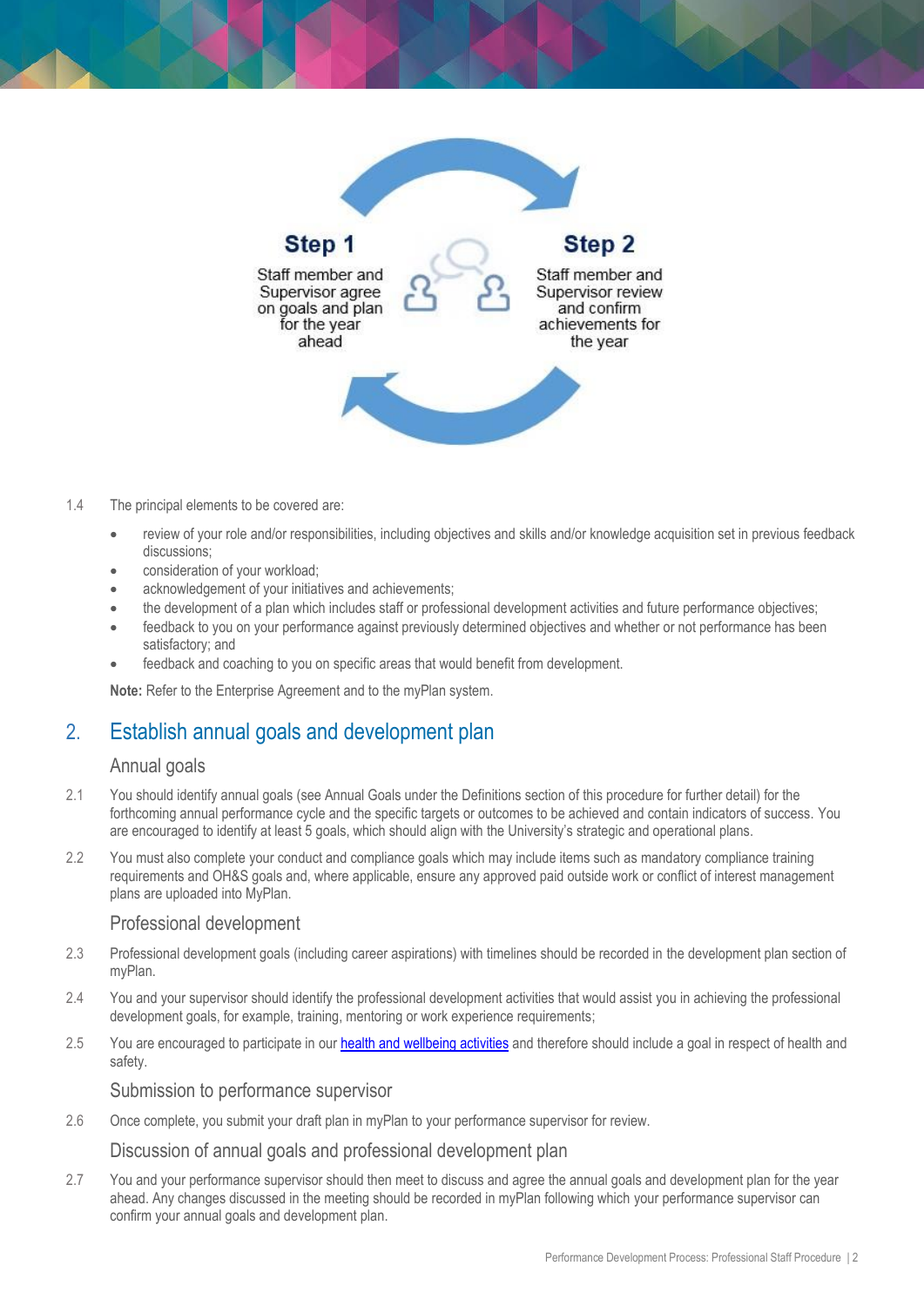**Step 1**

Staff member and Supervisor agree on goals and plan for the year ahead

**Step 2**

Staff member and Supervisor review and confirm achievements for the year

1.4 The principal elements to be covered are:

- review of your role and/or responsibilities, including objectives and skills and/or knowledge acquisition set in previous feedback discussions;
- consideration of your workload;
- acknowledgement of your initiatives and achievements;
- the development of a plan which includes staff or professional development activities and future performance objectives;
- feedback to you on your performance against previously determined objectives and whether or not performance has been satisfactory; and
- feedback and coaching to you on specific areas that would benefit from development.

**Note:** Refer to the Enterprise Agreement and to the myPlan system.

## 2. Establish annual goals and development plan

### Annual goals

2.1 You should identify annual goals (see Annual Goals under the Definitions section of this procedure for further detail) for the forthcoming annual performance cycle and the specific targets or outcomes to be achieved and contain indicators of success. You are encouraged to identify at least 5 goals, which should align with the University's strategic and operational plans.

2.2 You must also complete your conduct and compliance goals which may include items such as mandatory compliance training requirements and OH&S goals and, where applicable, ensure any approved paid outside work or conflict of interest management plans are uploaded into MyPlan.

### Professional development

2.3 Professional development goals (including career aspirations) with timelines should be recorded in the development plan section of myPlan.

2.4 You and your supervisor should identify the professional development activities that would assist you in achieving the professional development goals, for example, training, mentoring or work experience requirements;

2.5 You are encouraged to participate in our health and wellbeing activities and therefore should include a goal in respect of health and safety.

### Submission to performance supervisor

2.6 Once complete, you submit your draft plan in myPlan to your performance supervisor for review.

### Discussion of annual goals and professional development plan

2.7 You and your performance supervisor should then meet to discuss and agree the annual goals and development plan for the year ahead. Any changes discussed in the meeting should be recorded in myPlan following which your performance supervisor can confirm your annual goals and development plan.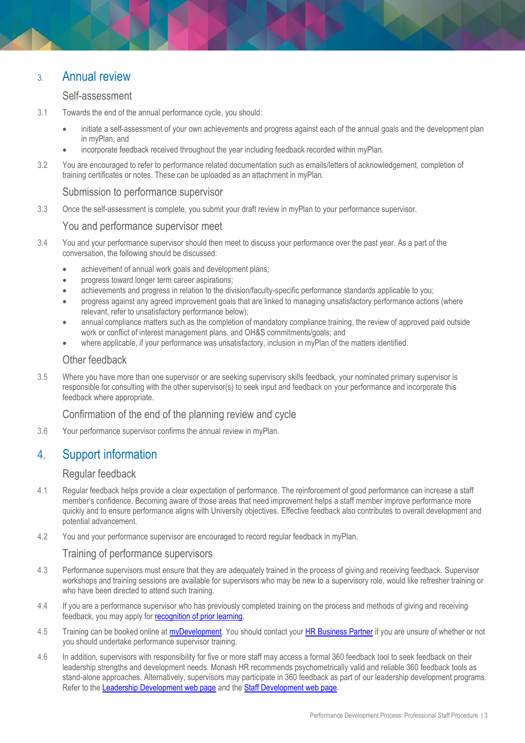## 3. Annual review

### Self-assessment

3.1 Towards the end of the annual performance cycle, you should:

- initiate a self-assessment of your own achievements and progress against each of the annual goals and the development plan in myPlan; and
- incorporate feedback received throughout the year including feedback recorded within myPlan.

3.2 You are encouraged to refer to performance related documentation such as emails/letters of acknowledgement, completion of training certificates or notes. These can be uploaded as an attachment in myPlan.

### Submission to performance supervisor

3.3 Once the self-assessment is complete, you submit your draft review in myPlan to your performance supervisor.

### You and performance supervisor meet

3.4 You and your performance supervisor should then meet to discuss your performance over the past year. As a part of the conversation, the following should be discussed:

- achievement of annual work goals and development plans;
- progress toward longer term career aspirations;
- achievements and progress in relation to the division/faculty-specific performance standards applicable to you;
- progress against any agreed improvement goals that are linked to managing unsatisfactory performance actions (where relevant, refer to unsatisfactory performance below);
- annual compliance matters such as the completion of mandatory compliance training, the review of approved paid outside work or conflict of interest management plans, and OH&S commitments/goals; and
- where applicable, if your performance was unsatisfactory, inclusion in myPlan of the matters identified.

### Other feedback

3.5 Where you have more than one supervisor or are seeking supervisory skills feedback, your nominated primary supervisor is responsible for consulting with the other supervisor(s) to seek input and feedback on your performance and incorporate this feedback where appropriate.

### Confirmation of the end of the planning review and cycle

3.6 Your performance supervisor confirms the annual review in myPlan.

## 4. Support information

### Regular feedback

4.1 Regular feedback helps provide a clear expectation of performance. The reinforcement of good performance can increase a staff member's confidence. Becoming aware of those areas that need improvement helps a staff member improve performance more quickly and to ensure performance aligns with University objectives. Effective feedback also contributes to overall development and potential advancement.

4.2 You and your performance supervisor are encouraged to record regular feedback in myPlan.

### Training of performance supervisors

4.3 Performance supervisors must ensure that they are adequately trained in the process of giving and receiving feedback. Supervisor workshops and training sessions are available for supervisors who may be new to a supervisory role, would like refresher training or who have been directed to attend such training.

4.4 If you are a performance supervisor who has previously completed training on the process and methods of giving and receiving feedback, you may apply for recognition of prior learning.

4.5 Training can be booked online at myDevelopment. You should contact your HR Business Partner if you are unsure of whether or not you should undertake performance supervisor training.

4.6 In addition, supervisors with responsibility for five or more staff may access a formal 360 feedback tool to seek feedback on their leadership strengths and development needs. Monash HR recommends psychometrically valid and reliable 360 feedback tools as stand-alone approaches. Alternatively, supervisors may participate in 360 feedback as part of our leadership development programs. Refer to the Leadership Development web page and the Staff Development web page.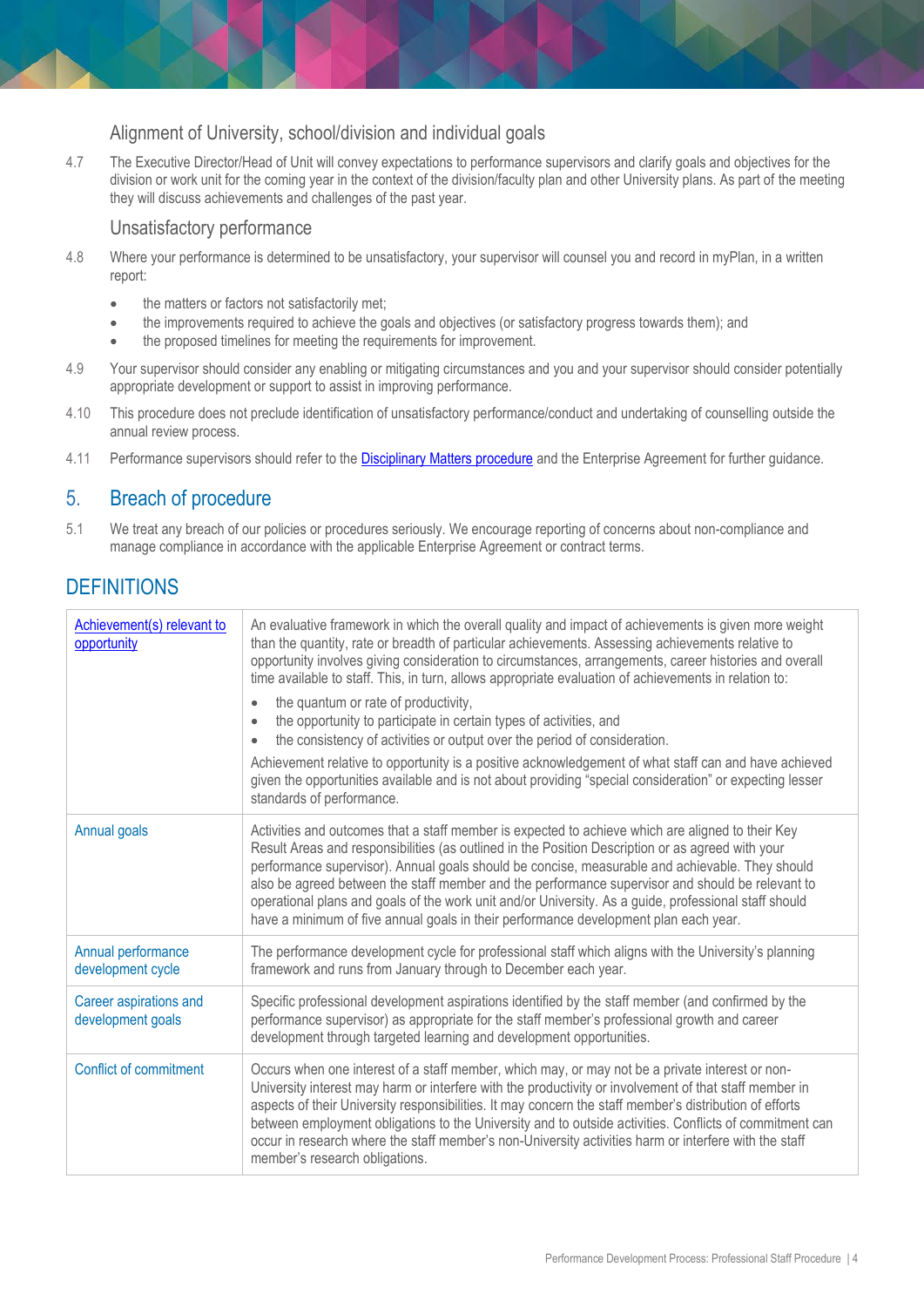### Alignment of University, school/division and individual goals

4.7 The Executive Director/Head of Unit will convey expectations to performance supervisors and clarify goals and objectives for the division or work unit for the coming year in the context of the division/faculty plan and other University plans. As part of the meeting they will discuss achievements and challenges of the past year.

### Unsatisfactory performance

4.8 Where your performance is determined to be unsatisfactory, your supervisor will counsel you and record in myPlan, in a written report:

- the matters or factors not satisfactorily met;
- the improvements required to achieve the goals and objectives (or satisfactory progress towards them); and
- the proposed timelines for meeting the requirements for improvement.

4.9 Your supervisor should consider any enabling or mitigating circumstances and you and your supervisor should consider potentially appropriate development or support to assist in improving performance.

4.10 This procedure does not preclude identification of unsatisfactory performance/conduct and undertaking of counselling outside the annual review process.

4.11 Performance supervisors should refer to the Disciplinary Matters procedure and the Enterprise Agreement for further guidance.

## 5. Breach of procedure

5.1 We treat any breach of our policies or procedures seriously. We encourage reporting of concerns about non-compliance and manage compliance in accordance with the applicable Enterprise Agreement or contract terms.

## DEFINITIONS

| Term | Definition |
|---|---|
| Achievement(s) relevant to opportunity | An evaluative framework in which the overall quality and impact of achievements is given more weight than the quantity, rate or breadth of particular achievements. Assessing achievements relative to opportunity involves giving consideration to circumstances, arrangements, career histories and overall time available to staff. This, in turn, allows appropriate evaluation of achievements in relation to:<br>• the quantum or rate of productivity,<br>• the opportunity to participate in certain types of activities, and<br>• the consistency of activities or output over the period of consideration.<br>Achievement relative to opportunity is a positive acknowledgement of what staff can and have achieved given the opportunities available and is not about providing "special consideration" or expecting lesser standards of performance. |
| Annual goals | Activities and outcomes that a staff member is expected to achieve which are aligned to their Key Result Areas and responsibilities (as outlined in the Position Description or as agreed with your performance supervisor). Annual goals should be concise, measurable and achievable. They should also be agreed between the staff member and the performance supervisor and should be relevant to operational plans and goals of the work unit and/or University. As a guide, professional staff should have a minimum of five annual goals in their performance development plan each year. |
| Annual performance development cycle | The performance development cycle for professional staff which aligns with the University's planning framework and runs from January through to December each year. |
| Career aspirations and development goals | Specific professional development aspirations identified by the staff member (and confirmed by the performance supervisor) as appropriate for the staff member's professional growth and career development through targeted learning and development opportunities. |
| Conflict of commitment | Occurs when one interest of a staff member, which may, or may not be a private interest or non-University interest may harm or interfere with the productivity or involvement of that staff member in aspects of their University responsibilities. It may concern the staff member's distribution of efforts between employment obligations to the University and to outside activities. Conflicts of commitment can occur in research where the staff member's non-University activities harm or interfere with the staff member's research obligations. |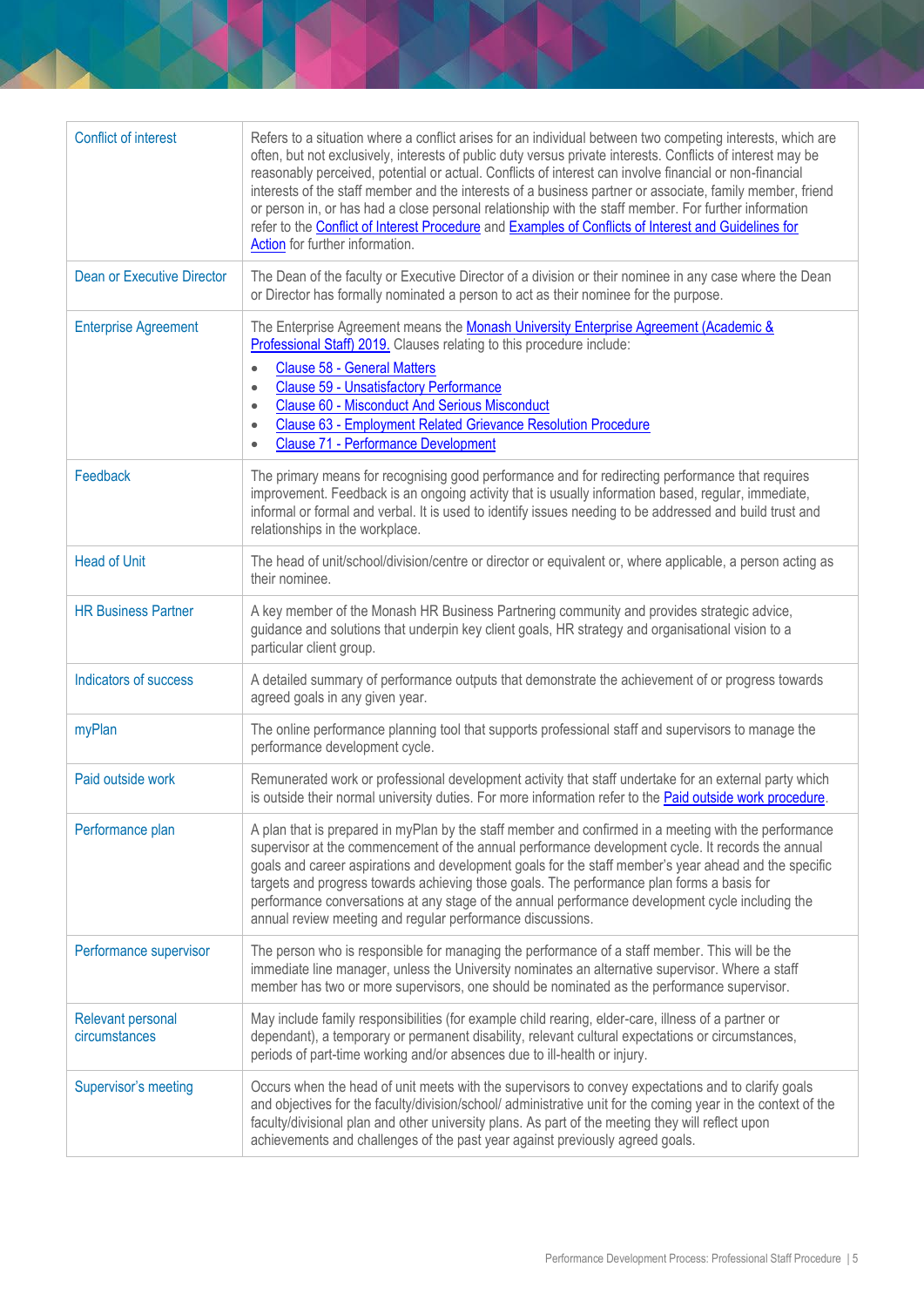| | |
|---|---|
| Conflict of interest | Refers to a situation where a conflict arises for an individual between two competing interests, which are often, but not exclusively, interests of public duty versus private interests. Conflicts of interest may be reasonably perceived, potential or actual. Conflicts of interest can involve financial or non-financial interests of the staff member and the interests of a business partner or associate, family member, friend or person in, or has had a close personal relationship with the staff member. For further information refer to the Conflict of Interest Procedure and Examples of Conflicts of Interest and Guidelines for Action for further information. |
| Dean or Executive Director | The Dean of the faculty or Executive Director of a division or their nominee in any case where the Dean or Director has formally nominated a person to act as their nominee for the purpose. |
| Enterprise Agreement | The Enterprise Agreement means the Monash University Enterprise Agreement (Academic & Professional Staff) 2019. Clauses relating to this procedure include:<br>• Clause 58 - General Matters<br>• Clause 59 - Unsatisfactory Performance<br>• Clause 60 - Misconduct And Serious Misconduct<br>• Clause 63 - Employment Related Grievance Resolution Procedure<br>• Clause 71 - Performance Development |
| Feedback | The primary means for recognising good performance and for redirecting performance that requires improvement. Feedback is an ongoing activity that is usually information based, regular, immediate, informal or formal and verbal. It is used to identify issues needing to be addressed and build trust and relationships in the workplace. |
| Head of Unit | The head of unit/school/division/centre or director or equivalent or, where applicable, a person acting as their nominee. |
| HR Business Partner | A key member of the Monash HR Business Partnering community and provides strategic advice, guidance and solutions that underpin key client goals, HR strategy and organisational vision to a particular client group. |
| Indicators of success | A detailed summary of performance outputs that demonstrate the achievement of or progress towards agreed goals in any given year. |
| myPlan | The online performance planning tool that supports professional staff and supervisors to manage the performance development cycle. |
| Paid outside work | Remunerated work or professional development activity that staff undertake for an external party which is outside their normal university duties. For more information refer to the Paid outside work procedure. |
| Performance plan | A plan that is prepared in myPlan by the staff member and confirmed in a meeting with the performance supervisor at the commencement of the annual performance development cycle. It records the annual goals and career aspirations and development goals for the staff member's year ahead and the specific targets and progress towards achieving those goals. The performance plan forms a basis for performance conversations at any stage of the annual performance development cycle including the annual review meeting and regular performance discussions. |
| Performance supervisor | The person who is responsible for managing the performance of a staff member. This will be the immediate line manager, unless the University nominates an alternative supervisor. Where a staff member has two or more supervisors, one should be nominated as the performance supervisor. |
| Relevant personal circumstances | May include family responsibilities (for example child rearing, elder-care, illness of a partner or dependant), a temporary or permanent disability, relevant cultural expectations or circumstances, periods of part-time working and/or absences due to ill-health or injury. |
| Supervisor's meeting | Occurs when the head of unit meets with the supervisors to convey expectations and to clarify goals and objectives for the faculty/division/school/ administrative unit for the coming year in the context of the faculty/divisional plan and other university plans. As part of the meeting they will reflect upon achievements and challenges of the past year against previously agreed goals. |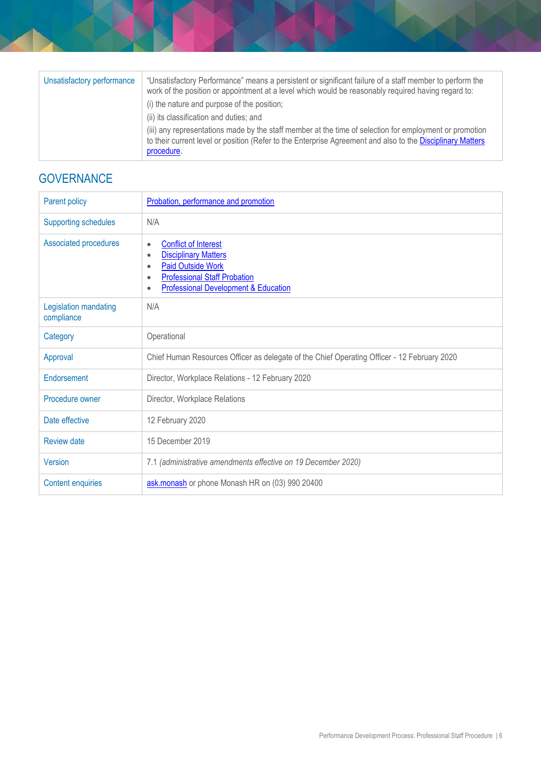| | |
|---|---|
| Unsatisfactory performance | "Unsatisfactory Performance" means a persistent or significant failure of a staff member to perform the work of the position or appointment at a level which would be reasonably required having regard to:<br>(i) the nature and purpose of the position;<br>(ii) its classification and duties; and<br>(iii) any representations made by the staff member at the time of selection for employment or promotion to their current level or position (Refer to the Enterprise Agreement and also to the Disciplinary Matters procedure. |

## GOVERNANCE

| | |
|---|---|
| Parent policy | Probation, performance and promotion |
| Supporting schedules | N/A |
| Associated procedures | • Conflict of Interest<br>• Disciplinary Matters<br>• Paid Outside Work<br>• Professional Staff Probation<br>• Professional Development & Education |
| Legislation mandating compliance | N/A |
| Category | Operational |
| Approval | Chief Human Resources Officer as delegate of the Chief Operating Officer - 12 February 2020 |
| Endorsement | Director, Workplace Relations - 12 February 2020 |
| Procedure owner | Director, Workplace Relations |
| Date effective | 12 February 2020 |
| Review date | 15 December 2019 |
| Version | 7.1 *(administrative amendments effective on 19 December 2020)* |
| Content enquiries | ask.monash or phone Monash HR on (03) 990 20400 |